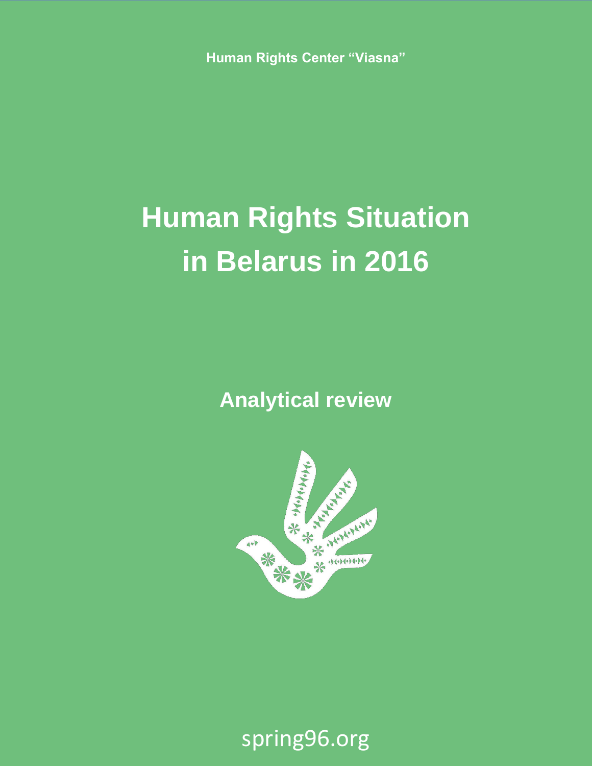Human Rights Center "Viasna"

# Human Rights Situation in Belarus in 2016

## Analytical review

spring96.org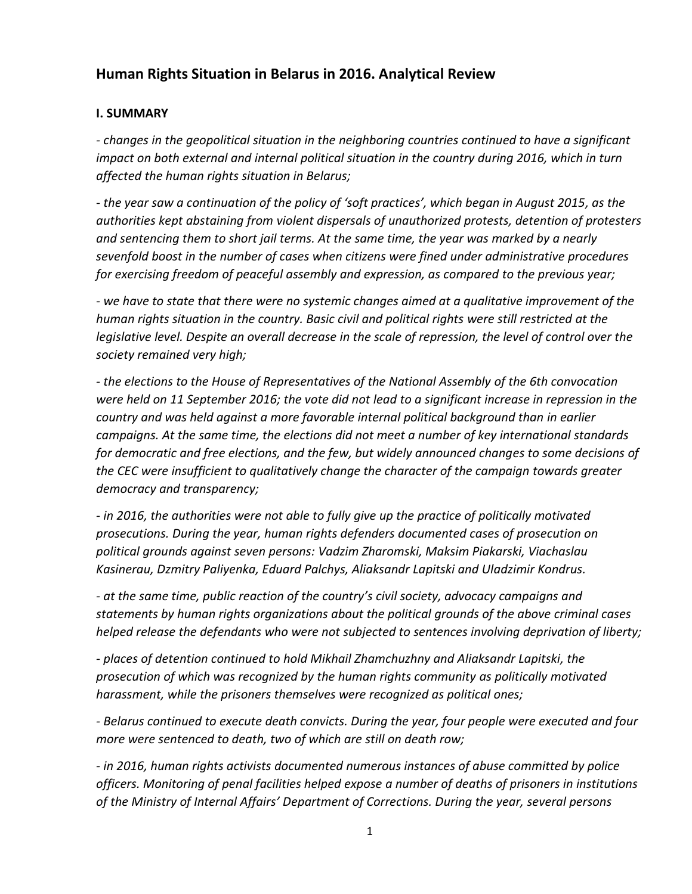## Human Rights Situation in Belarus in 2016. Analytical Review

### I. SUMMARY

*- changes in the geopolitical situation in the neighboring countries continued to have a significant impact on both external and internal political situation in the country during 2016, which in turn affected the human rights situation in Belarus;*

*- the year saw a continuation of the policy of 'soft practices', which began in August 2015, as the authorities kept abstaining from violent dispersals of unauthorized protests, detention of protesters and sentencing them to short jail terms. At the same time, the year was marked by a nearly sevenfold boost in the number of cases when citizens were fined under administrative procedures for exercising freedom of peaceful assembly and expression, as compared to the previous year;*

*- we have to state that there were no systemic changes aimed at a qualitative improvement of the human rights situation in the country. Basic civil and political rights were still restricted at the legislative level. Despite an overall decrease in the scale of repression, the level of control over the society remained very high;*

*- the elections to the House of Representatives of the National Assembly of the 6th convocation were held on 11 September 2016; the vote did not lead to a significant increase in repression in the country and was held against a more favorable internal political background than in earlier campaigns. At the same time, the elections did not meet a number of key international standards for democratic and free elections, and the few, but widely announced changes to some decisions of the CEC were insufficient to qualitatively change the character of the campaign towards greater democracy and transparency;*

*- in 2016, the authorities were not able to fully give up the practice of politically motivated prosecutions. During the year, human rights defenders documented cases of prosecution on political grounds against seven persons: Vadzim Zharomski, Maksim Piakarski, Viachaslau Kasinerau, Dzmitry Paliyenka, Eduard Palchys, Aliaksandr Lapitski and Uladzimir Kondrus.*

*- at the same time, public reaction of the country's civil society, advocacy campaigns and statements by human rights organizations about the political grounds of the above criminal cases helped release the defendants who were not subjected to sentences involving deprivation of liberty;*

*- places of detention continued to hold Mikhail Zhamchuzhny and Aliaksandr Lapitski, the prosecution of which was recognized by the human rights community as politically motivated harassment, while the prisoners themselves were recognized as political ones;*

*- Belarus continued to execute death convicts. During the year, four people were executed and four more were sentenced to death, two of which are still on death row;*

*- in 2016, human rights activists documented numerous instances of abuse committed by police officers. Monitoring of penal facilities helped expose a number of deaths of prisoners in institutions of the Ministry of Internal Affairs' Department of Corrections. During the year, several persons*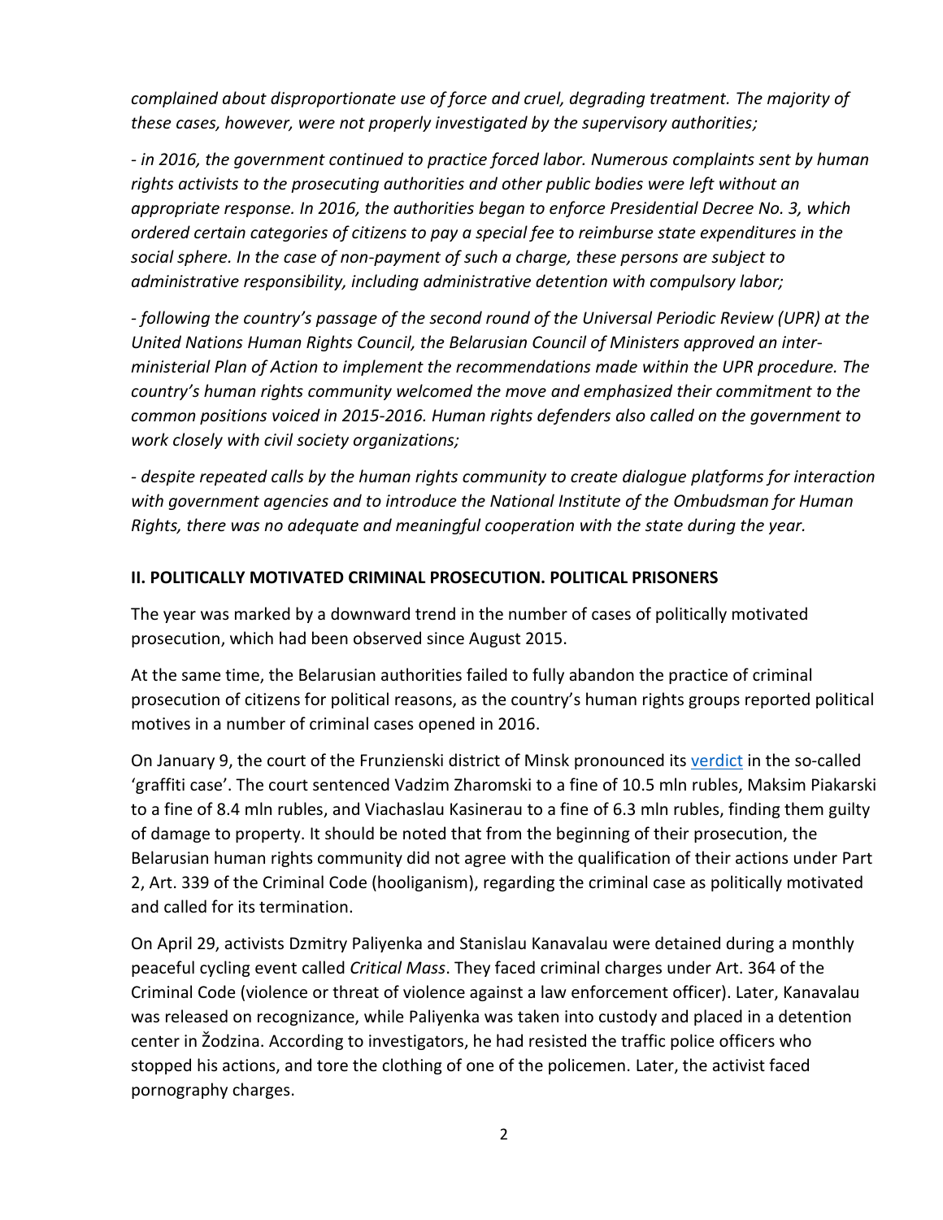*complained about disproportionate use of force and cruel, degrading treatment. The majority of these cases, however, were not properly investigated by the supervisory authorities;*

*- in 2016, the government continued to practice forced labor. Numerous complaints sent by human rights activists to the prosecuting authorities and other public bodies were left without an appropriate response. In 2016, the authorities began to enforce Presidential Decree No. 3, which ordered certain categories of citizens to pay a special fee to reimburse state expenditures in the social sphere. In the case of non-payment of such a charge, these persons are subject to administrative responsibility, including administrative detention with compulsory labor;*

*- following the country's passage of the second round of the Universal Periodic Review (UPR) at the United Nations Human Rights Council, the Belarusian Council of Ministers approved an inter-ministerial Plan of Action to implement the recommendations made within the UPR procedure. The country's human rights community welcomed the move and emphasized their commitment to the common positions voiced in 2015-2016. Human rights defenders also called on the government to work closely with civil society organizations;*

*- despite repeated calls by the human rights community to create dialogue platforms for interaction with government agencies and to introduce the National Institute of the Ombudsman for Human Rights, there was no adequate and meaningful cooperation with the state during the year.*

## II. POLITICALLY MOTIVATED CRIMINAL PROSECUTION. POLITICAL PRISONERS

The year was marked by a downward trend in the number of cases of politically motivated prosecution, which had been observed since August 2015.

At the same time, the Belarusian authorities failed to fully abandon the practice of criminal prosecution of citizens for political reasons, as the country's human rights groups reported political motives in a number of criminal cases opened in 2016.

On January 9, the court of the Frunzienski district of Minsk pronounced its verdict in the so-called 'graffiti case'. The court sentenced Vadzim Zharomski to a fine of 10.5 mln rubles, Maksim Piakarski to a fine of 8.4 mln rubles, and Viachaslau Kasinerau to a fine of 6.3 mln rubles, finding them guilty of damage to property. It should be noted that from the beginning of their prosecution, the Belarusian human rights community did not agree with the qualification of their actions under Part 2, Art. 339 of the Criminal Code (hooliganism), regarding the criminal case as politically motivated and called for its termination.

On April 29, activists Dzmitry Paliyenka and Stanislau Kanavalau were detained during a monthly peaceful cycling event called *Critical Mass*. They faced criminal charges under Art. 364 of the Criminal Code (violence or threat of violence against a law enforcement officer). Later, Kanavalau was released on recognizance, while Paliyenka was taken into custody and placed in a detention center in Žodzina. According to investigators, he had resisted the traffic police officers who stopped his actions, and tore the clothing of one of the policemen. Later, the activist faced pornography charges.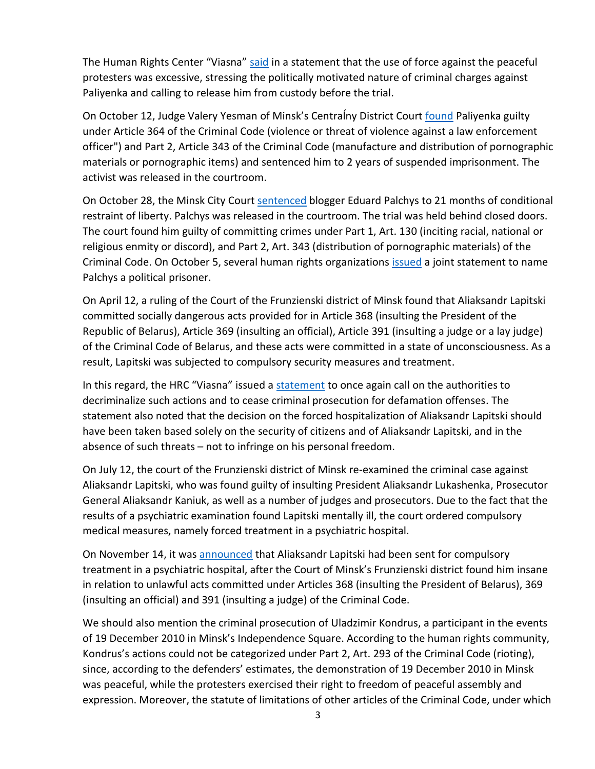The Human Rights Center "Viasna" said in a statement that the use of force against the peaceful protesters was excessive, stressing the politically motivated nature of criminal charges against Paliyenka and calling to release him from custody before the trial.

On October 12, Judge Valery Yesman of Minsk's Centraĺny District Court found Paliyenka guilty under Article 364 of the Criminal Code (violence or threat of violence against a law enforcement officer") and Part 2, Article 343 of the Criminal Code (manufacture and distribution of pornographic materials or pornographic items) and sentenced him to 2 years of suspended imprisonment. The activist was released in the courtroom.

On October 28, the Minsk City Court sentenced blogger Eduard Palchys to 21 months of conditional restraint of liberty. Palchys was released in the courtroom. The trial was held behind closed doors. The court found him guilty of committing crimes under Part 1, Art. 130 (inciting racial, national or religious enmity or discord), and Part 2, Art. 343 (distribution of pornographic materials) of the Criminal Code. On October 5, several human rights organizations issued a joint statement to name Palchys a political prisoner.

On April 12, a ruling of the Court of the Frunzienski district of Minsk found that Aliaksandr Lapitski committed socially dangerous acts provided for in Article 368 (insulting the President of the Republic of Belarus), Article 369 (insulting an official), Article 391 (insulting a judge or a lay judge) of the Criminal Code of Belarus, and these acts were committed in a state of unconsciousness. As a result, Lapitski was subjected to compulsory security measures and treatment.

In this regard, the HRC "Viasna" issued a statement to once again call on the authorities to decriminalize such actions and to cease criminal prosecution for defamation offenses. The statement also noted that the decision on the forced hospitalization of Aliaksandr Lapitski should have been taken based solely on the security of citizens and of Aliaksandr Lapitski, and in the absence of such threats – not to infringe on his personal freedom.

On July 12, the court of the Frunzienski district of Minsk re-examined the criminal case against Aliaksandr Lapitski, who was found guilty of insulting President Aliaksandr Lukashenka, Prosecutor General Aliaksandr Kaniuk, as well as a number of judges and prosecutors. Due to the fact that the results of a psychiatric examination found Lapitski mentally ill, the court ordered compulsory medical measures, namely forced treatment in a psychiatric hospital.

On November 14, it was announced that Aliaksandr Lapitski had been sent for compulsory treatment in a psychiatric hospital, after the Court of Minsk's Frunzienski district found him insane in relation to unlawful acts committed under Articles 368 (insulting the President of Belarus), 369 (insulting an official) and 391 (insulting a judge) of the Criminal Code.

We should also mention the criminal prosecution of Uladzimir Kondrus, a participant in the events of 19 December 2010 in Minsk's Independence Square. According to the human rights community, Kondrus's actions could not be categorized under Part 2, Art. 293 of the Criminal Code (rioting), since, according to the defenders' estimates, the demonstration of 19 December 2010 in Minsk was peaceful, while the protesters exercised their right to freedom of peaceful assembly and expression. Moreover, the statute of limitations of other articles of the Criminal Code, under which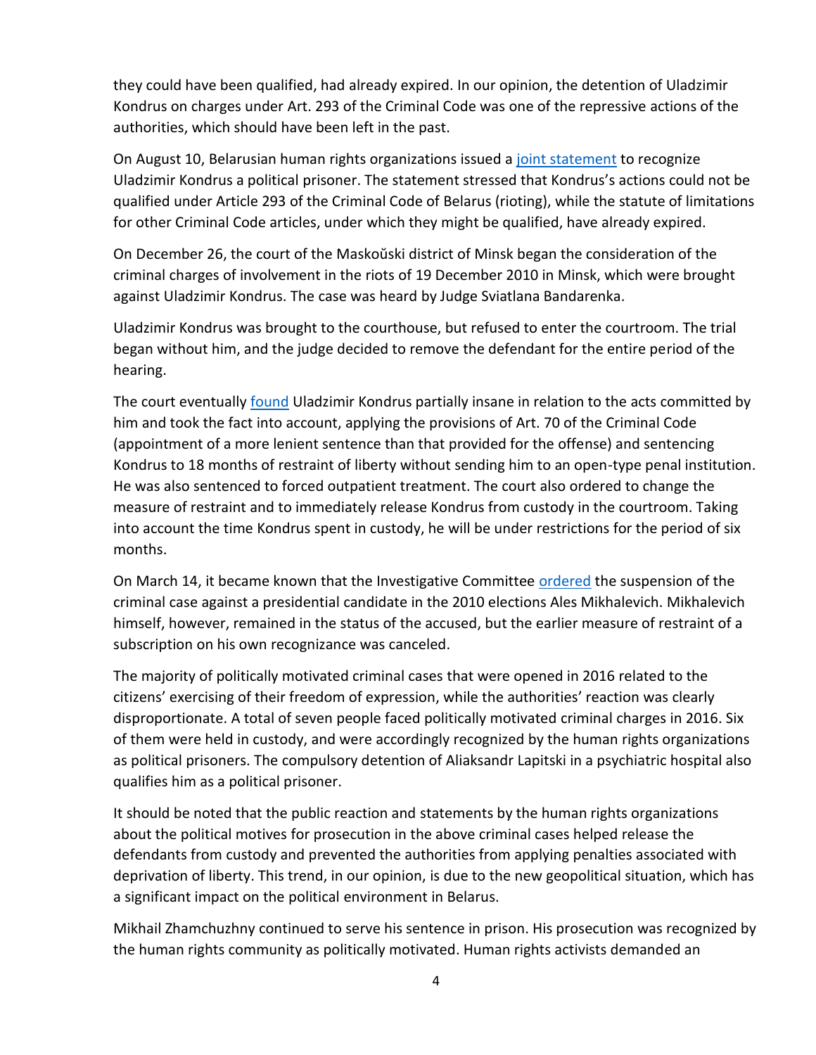they could have been qualified, had already expired. In our opinion, the detention of Uladzimir Kondrus on charges under Art. 293 of the Criminal Code was one of the repressive actions of the authorities, which should have been left in the past.

On August 10, Belarusian human rights organizations issued a joint statement to recognize Uladzimir Kondrus a political prisoner. The statement stressed that Kondrus's actions could not be qualified under Article 293 of the Criminal Code of Belarus (rioting), while the statute of limitations for other Criminal Code articles, under which they might be qualified, have already expired.

On December 26, the court of the Maskoŭski district of Minsk began the consideration of the criminal charges of involvement in the riots of 19 December 2010 in Minsk, which were brought against Uladzimir Kondrus. The case was heard by Judge Sviatlana Bandarenka.

Uladzimir Kondrus was brought to the courthouse, but refused to enter the courtroom. The trial began without him, and the judge decided to remove the defendant for the entire period of the hearing.

The court eventually found Uladzimir Kondrus partially insane in relation to the acts committed by him and took the fact into account, applying the provisions of Art. 70 of the Criminal Code (appointment of a more lenient sentence than that provided for the offense) and sentencing Kondrus to 18 months of restraint of liberty without sending him to an open-type penal institution. He was also sentenced to forced outpatient treatment. The court also ordered to change the measure of restraint and to immediately release Kondrus from custody in the courtroom. Taking into account the time Kondrus spent in custody, he will be under restrictions for the period of six months.

On March 14, it became known that the Investigative Committee ordered the suspension of the criminal case against a presidential candidate in the 2010 elections Ales Mikhalevich. Mikhalevich himself, however, remained in the status of the accused, but the earlier measure of restraint of a subscription on his own recognizance was canceled.

The majority of politically motivated criminal cases that were opened in 2016 related to the citizens' exercising of their freedom of expression, while the authorities' reaction was clearly disproportionate. A total of seven people faced politically motivated criminal charges in 2016. Six of them were held in custody, and were accordingly recognized by the human rights organizations as political prisoners. The compulsory detention of Aliaksandr Lapitski in a psychiatric hospital also qualifies him as a political prisoner.

It should be noted that the public reaction and statements by the human rights organizations about the political motives for prosecution in the above criminal cases helped release the defendants from custody and prevented the authorities from applying penalties associated with deprivation of liberty. This trend, in our opinion, is due to the new geopolitical situation, which has a significant impact on the political environment in Belarus.

Mikhail Zhamchuzhny continued to serve his sentence in prison. His prosecution was recognized by the human rights community as politically motivated. Human rights activists demanded an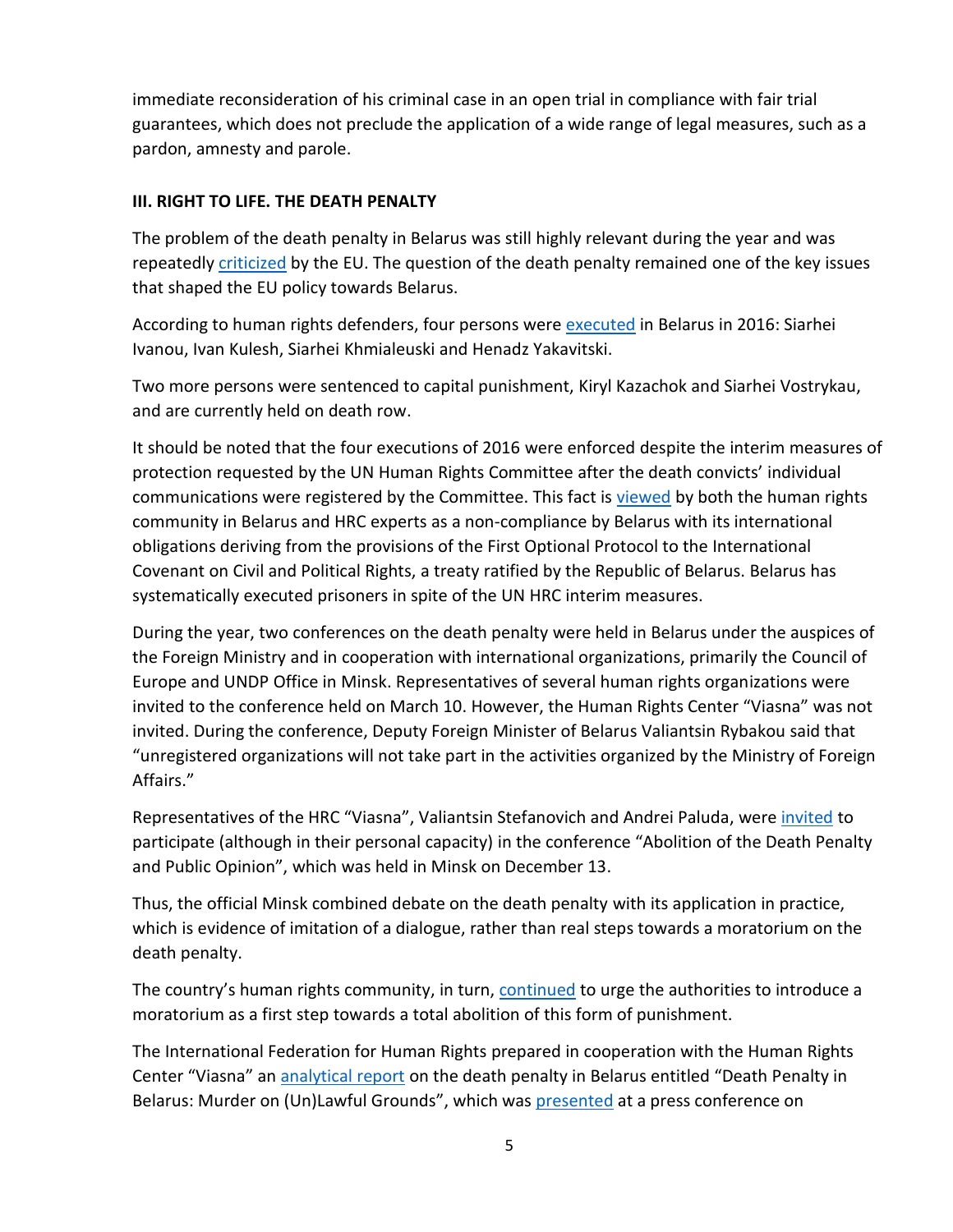immediate reconsideration of his criminal case in an open trial in compliance with fair trial guarantees, which does not preclude the application of a wide range of legal measures, such as a pardon, amnesty and parole.

## III. RIGHT TO LIFE. THE DEATH PENALTY

The problem of the death penalty in Belarus was still highly relevant during the year and was repeatedly criticized by the EU. The question of the death penalty remained one of the key issues that shaped the EU policy towards Belarus.

According to human rights defenders, four persons were executed in Belarus in 2016: Siarhei Ivanou, Ivan Kulesh, Siarhei Khmialeuski and Henadz Yakavitski.

Two more persons were sentenced to capital punishment, Kiryl Kazachok and Siarhei Vostrykau, and are currently held on death row.

It should be noted that the four executions of 2016 were enforced despite the interim measures of protection requested by the UN Human Rights Committee after the death convicts' individual communications were registered by the Committee. This fact is viewed by both the human rights community in Belarus and HRC experts as a non-compliance by Belarus with its international obligations deriving from the provisions of the First Optional Protocol to the International Covenant on Civil and Political Rights, a treaty ratified by the Republic of Belarus. Belarus has systematically executed prisoners in spite of the UN HRC interim measures.

During the year, two conferences on the death penalty were held in Belarus under the auspices of the Foreign Ministry and in cooperation with international organizations, primarily the Council of Europe and UNDP Office in Minsk. Representatives of several human rights organizations were invited to the conference held on March 10. However, the Human Rights Center "Viasna" was not invited. During the conference, Deputy Foreign Minister of Belarus Valiantsin Rybakou said that "unregistered organizations will not take part in the activities organized by the Ministry of Foreign Affairs."

Representatives of the HRC "Viasna", Valiantsin Stefanovich and Andrei Paluda, were invited to participate (although in their personal capacity) in the conference "Abolition of the Death Penalty and Public Opinion", which was held in Minsk on December 13.

Thus, the official Minsk combined debate on the death penalty with its application in practice, which is evidence of imitation of a dialogue, rather than real steps towards a moratorium on the death penalty.

The country's human rights community, in turn, continued to urge the authorities to introduce a moratorium as a first step towards a total abolition of this form of punishment.

The International Federation for Human Rights prepared in cooperation with the Human Rights Center "Viasna" an analytical report on the death penalty in Belarus entitled "Death Penalty in Belarus: Murder on (Un)Lawful Grounds", which was presented at a press conference on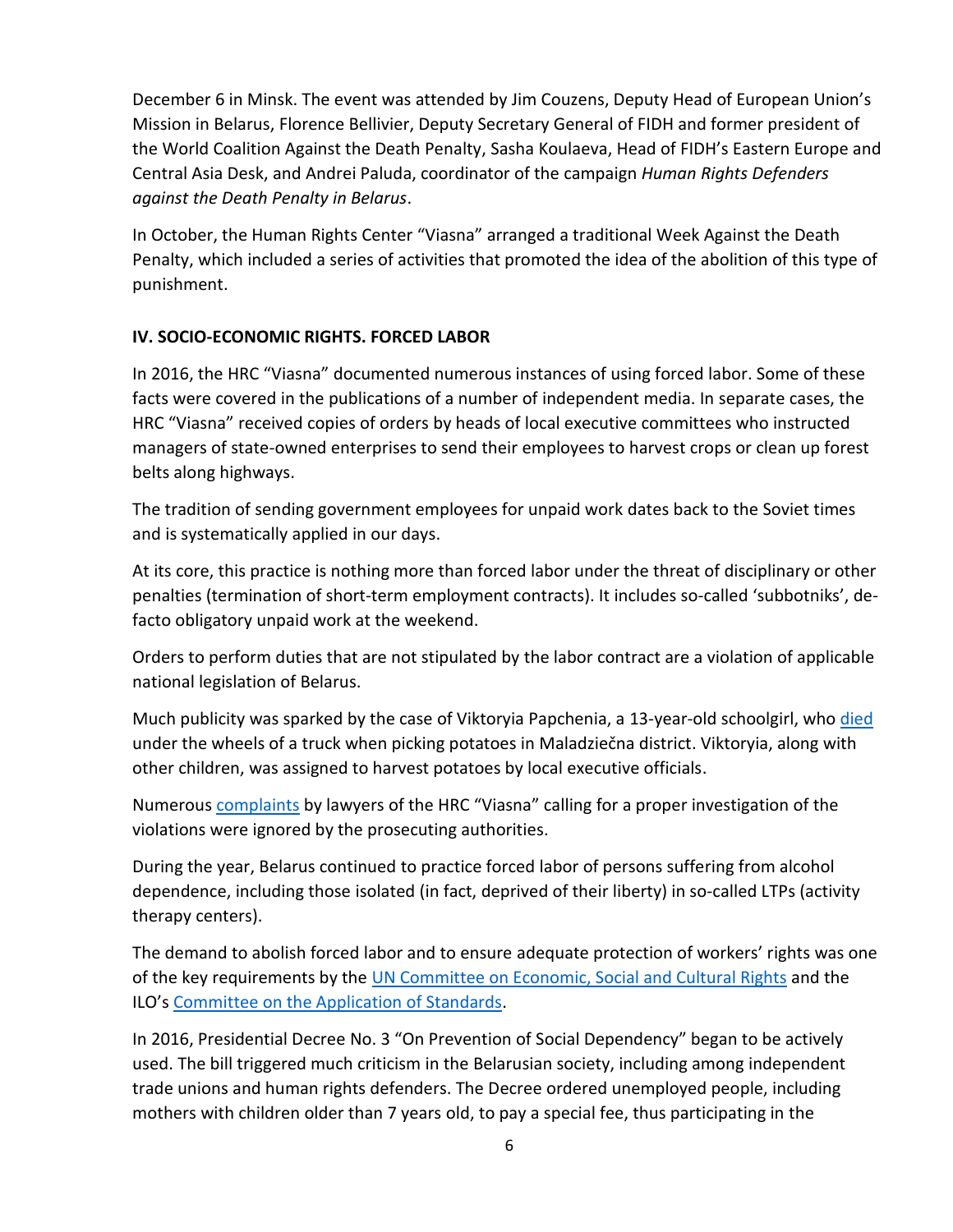December 6 in Minsk. The event was attended by Jim Couzens, Deputy Head of European Union's Mission in Belarus, Florence Bellivier, Deputy Secretary General of FIDH and former president of the World Coalition Against the Death Penalty, Sasha Koulaeva, Head of FIDH's Eastern Europe and Central Asia Desk, and Andrei Paluda, coordinator of the campaign *Human Rights Defenders against the Death Penalty in Belarus*.

In October, the Human Rights Center "Viasna" arranged a traditional Week Against the Death Penalty, which included a series of activities that promoted the idea of the abolition of this type of punishment.

## IV. SOCIO-ECONOMIC RIGHTS. FORCED LABOR

In 2016, the HRC "Viasna" documented numerous instances of using forced labor. Some of these facts were covered in the publications of a number of independent media. In separate cases, the HRC "Viasna" received copies of orders by heads of local executive committees who instructed managers of state-owned enterprises to send their employees to harvest crops or clean up forest belts along highways.

The tradition of sending government employees for unpaid work dates back to the Soviet times and is systematically applied in our days.

At its core, this practice is nothing more than forced labor under the threat of disciplinary or other penalties (termination of short-term employment contracts). It includes so-called 'subbotniks', de-facto obligatory unpaid work at the weekend.

Orders to perform duties that are not stipulated by the labor contract are a violation of applicable national legislation of Belarus.

Much publicity was sparked by the case of Viktoryia Papchenia, a 13-year-old schoolgirl, who died under the wheels of a truck when picking potatoes in Maladziečna district. Viktoryia, along with other children, was assigned to harvest potatoes by local executive officials.

Numerous complaints by lawyers of the HRC "Viasna" calling for a proper investigation of the violations were ignored by the prosecuting authorities.

During the year, Belarus continued to practice forced labor of persons suffering from alcohol dependence, including those isolated (in fact, deprived of their liberty) in so-called LTPs (activity therapy centers).

The demand to abolish forced labor and to ensure adequate protection of workers' rights was one of the key requirements by the UN Committee on Economic, Social and Cultural Rights and the ILO's Committee on the Application of Standards.

In 2016, Presidential Decree No. 3 "On Prevention of Social Dependency" began to be actively used. The bill triggered much criticism in the Belarusian society, including among independent trade unions and human rights defenders. The Decree ordered unemployed people, including mothers with children older than 7 years old, to pay a special fee, thus participating in the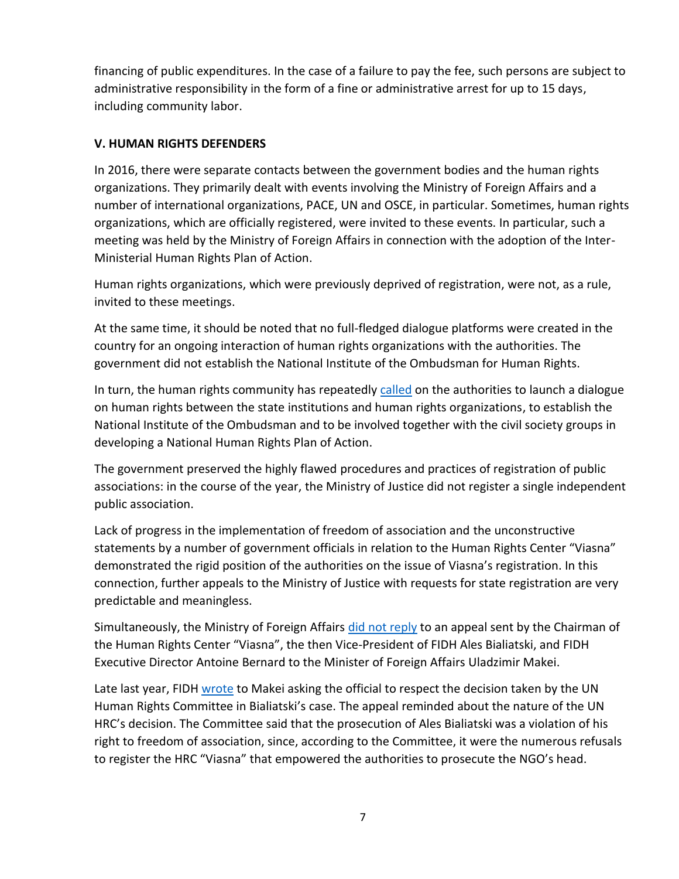financing of public expenditures. In the case of a failure to pay the fee, such persons are subject to administrative responsibility in the form of a fine or administrative arrest for up to 15 days, including community labor.

## V. HUMAN RIGHTS DEFENDERS

In 2016, there were separate contacts between the government bodies and the human rights organizations. They primarily dealt with events involving the Ministry of Foreign Affairs and a number of international organizations, PACE, UN and OSCE, in particular. Sometimes, human rights organizations, which are officially registered, were invited to these events. In particular, such a meeting was held by the Ministry of Foreign Affairs in connection with the adoption of the Inter-Ministerial Human Rights Plan of Action.

Human rights organizations, which were previously deprived of registration, were not, as a rule, invited to these meetings.

At the same time, it should be noted that no full-fledged dialogue platforms were created in the country for an ongoing interaction of human rights organizations with the authorities. The government did not establish the National Institute of the Ombudsman for Human Rights.

In turn, the human rights community has repeatedly called on the authorities to launch a dialogue on human rights between the state institutions and human rights organizations, to establish the National Institute of the Ombudsman and to be involved together with the civil society groups in developing a National Human Rights Plan of Action.

The government preserved the highly flawed procedures and practices of registration of public associations: in the course of the year, the Ministry of Justice did not register a single independent public association.

Lack of progress in the implementation of freedom of association and the unconstructive statements by a number of government officials in relation to the Human Rights Center "Viasna" demonstrated the rigid position of the authorities on the issue of Viasna's registration. In this connection, further appeals to the Ministry of Justice with requests for state registration are very predictable and meaningless.

Simultaneously, the Ministry of Foreign Affairs did not reply to an appeal sent by the Chairman of the Human Rights Center "Viasna", the then Vice-President of FIDH Ales Bialiatski, and FIDH Executive Director Antoine Bernard to the Minister of Foreign Affairs Uladzimir Makei.

Late last year, FIDH wrote to Makei asking the official to respect the decision taken by the UN Human Rights Committee in Bialiatski's case. The appeal reminded about the nature of the UN HRC's decision. The Committee said that the prosecution of Ales Bialiatski was a violation of his right to freedom of association, since, according to the Committee, it were the numerous refusals to register the HRC "Viasna" that empowered the authorities to prosecute the NGO's head.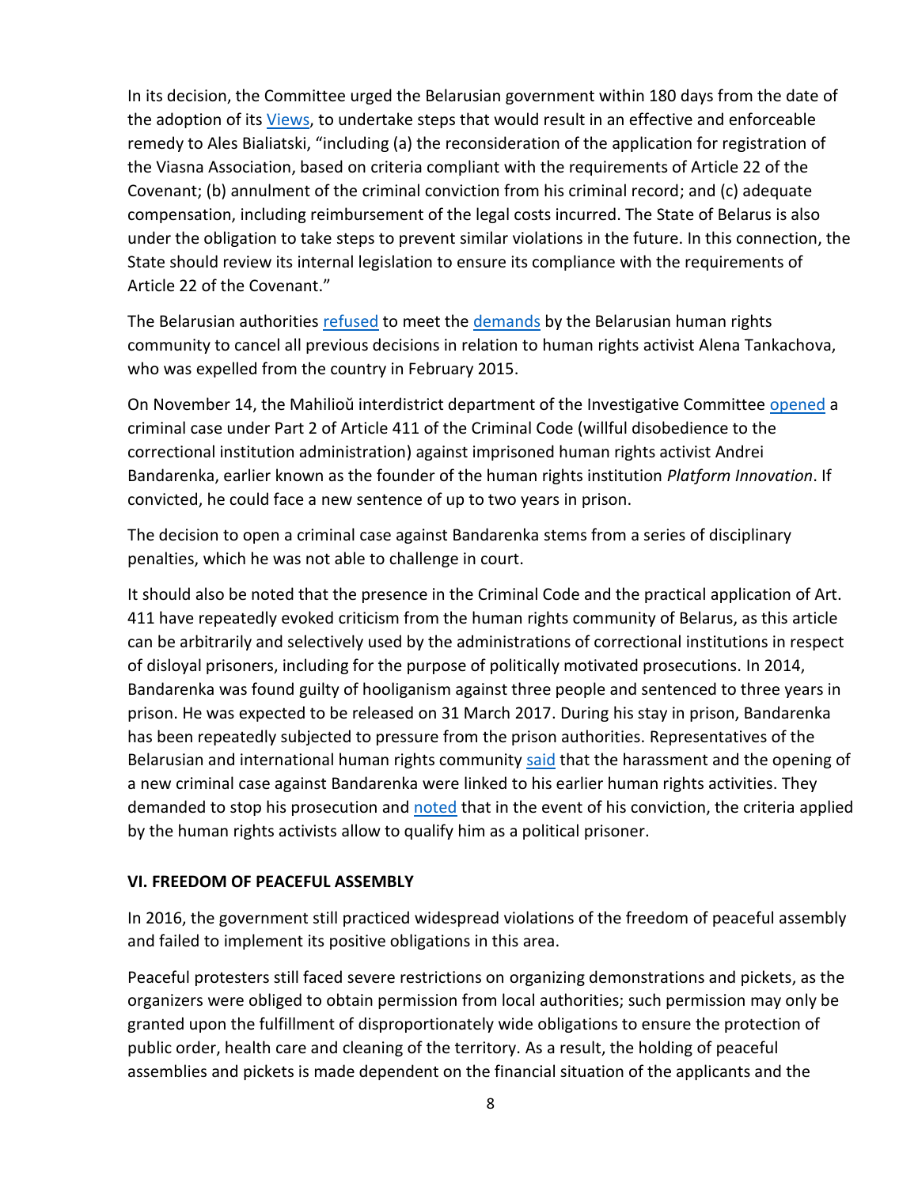In its decision, the Committee urged the Belarusian government within 180 days from the date of the adoption of its Views, to undertake steps that would result in an effective and enforceable remedy to Ales Bialiatski, "including (a) the reconsideration of the application for registration of the Viasna Association, based on criteria compliant with the requirements of Article 22 of the Covenant; (b) annulment of the criminal conviction from his criminal record; and (c) adequate compensation, including reimbursement of the legal costs incurred. The State of Belarus is also under the obligation to take steps to prevent similar violations in the future. In this connection, the State should review its internal legislation to ensure its compliance with the requirements of Article 22 of the Covenant."

The Belarusian authorities refused to meet the demands by the Belarusian human rights community to cancel all previous decisions in relation to human rights activist Alena Tankachova, who was expelled from the country in February 2015.

On November 14, the Mahilioŭ interdistrict department of the Investigative Committee opened a criminal case under Part 2 of Article 411 of the Criminal Code (willful disobedience to the correctional institution administration) against imprisoned human rights activist Andrei Bandarenka, earlier known as the founder of the human rights institution *Platform Innovation*. If convicted, he could face a new sentence of up to two years in prison.

The decision to open a criminal case against Bandarenka stems from a series of disciplinary penalties, which he was not able to challenge in court.

It should also be noted that the presence in the Criminal Code and the practical application of Art. 411 have repeatedly evoked criticism from the human rights community of Belarus, as this article can be arbitrarily and selectively used by the administrations of correctional institutions in respect of disloyal prisoners, including for the purpose of politically motivated prosecutions. In 2014, Bandarenka was found guilty of hooliganism against three people and sentenced to three years in prison. He was expected to be released on 31 March 2017. During his stay in prison, Bandarenka has been repeatedly subjected to pressure from the prison authorities. Representatives of the Belarusian and international human rights community said that the harassment and the opening of a new criminal case against Bandarenka were linked to his earlier human rights activities. They demanded to stop his prosecution and noted that in the event of his conviction, the criteria applied by the human rights activists allow to qualify him as a political prisoner.

## VI. FREEDOM OF PEACEFUL ASSEMBLY

In 2016, the government still practiced widespread violations of the freedom of peaceful assembly and failed to implement its positive obligations in this area.

Peaceful protesters still faced severe restrictions on organizing demonstrations and pickets, as the organizers were obliged to obtain permission from local authorities; such permission may only be granted upon the fulfillment of disproportionately wide obligations to ensure the protection of public order, health care and cleaning of the territory. As a result, the holding of peaceful assemblies and pickets is made dependent on the financial situation of the applicants and the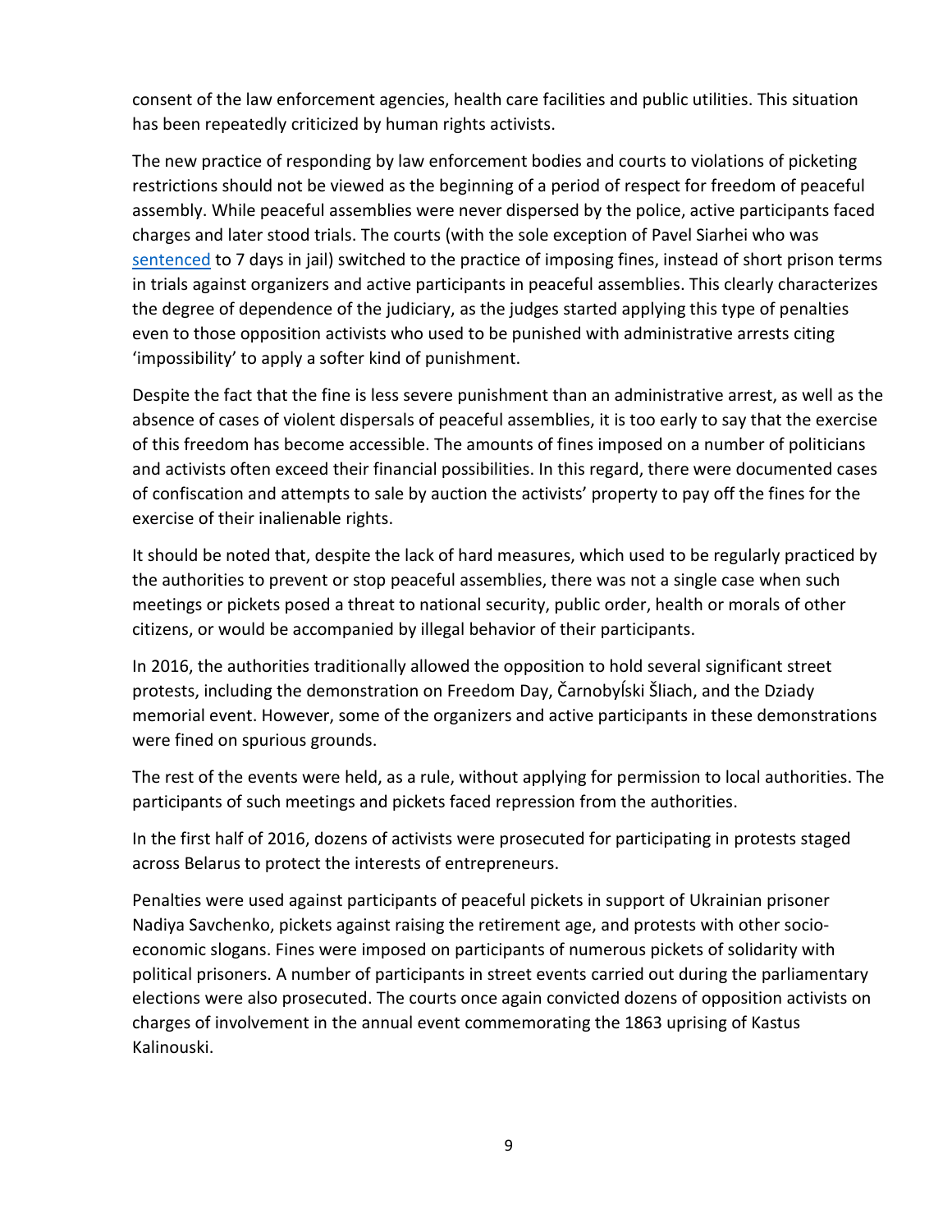consent of the law enforcement agencies, health care facilities and public utilities. This situation has been repeatedly criticized by human rights activists.

The new practice of responding by law enforcement bodies and courts to violations of picketing restrictions should not be viewed as the beginning of a period of respect for freedom of peaceful assembly. While peaceful assemblies were never dispersed by the police, active participants faced charges and later stood trials. The courts (with the sole exception of Pavel Siarhei who was sentenced to 7 days in jail) switched to the practice of imposing fines, instead of short prison terms in trials against organizers and active participants in peaceful assemblies. This clearly characterizes the degree of dependence of the judiciary, as the judges started applying this type of penalties even to those opposition activists who used to be punished with administrative arrests citing 'impossibility' to apply a softer kind of punishment.

Despite the fact that the fine is less severe punishment than an administrative arrest, as well as the absence of cases of violent dispersals of peaceful assemblies, it is too early to say that the exercise of this freedom has become accessible. The amounts of fines imposed on a number of politicians and activists often exceed their financial possibilities. In this regard, there were documented cases of confiscation and attempts to sale by auction the activists' property to pay off the fines for the exercise of their inalienable rights.

It should be noted that, despite the lack of hard measures, which used to be regularly practiced by the authorities to prevent or stop peaceful assemblies, there was not a single case when such meetings or pickets posed a threat to national security, public order, health or morals of other citizens, or would be accompanied by illegal behavior of their participants.

In 2016, the authorities traditionally allowed the opposition to hold several significant street protests, including the demonstration on Freedom Day, Čarnobylski Šliach, and the Dziady memorial event. However, some of the organizers and active participants in these demonstrations were fined on spurious grounds.

The rest of the events were held, as a rule, without applying for permission to local authorities. The participants of such meetings and pickets faced repression from the authorities.

In the first half of 2016, dozens of activists were prosecuted for participating in protests staged across Belarus to protect the interests of entrepreneurs.

Penalties were used against participants of peaceful pickets in support of Ukrainian prisoner Nadiya Savchenko, pickets against raising the retirement age, and protests with other socio-economic slogans. Fines were imposed on participants of numerous pickets of solidarity with political prisoners. A number of participants in street events carried out during the parliamentary elections were also prosecuted. The courts once again convicted dozens of opposition activists on charges of involvement in the annual event commemorating the 1863 uprising of Kastus Kalinouski.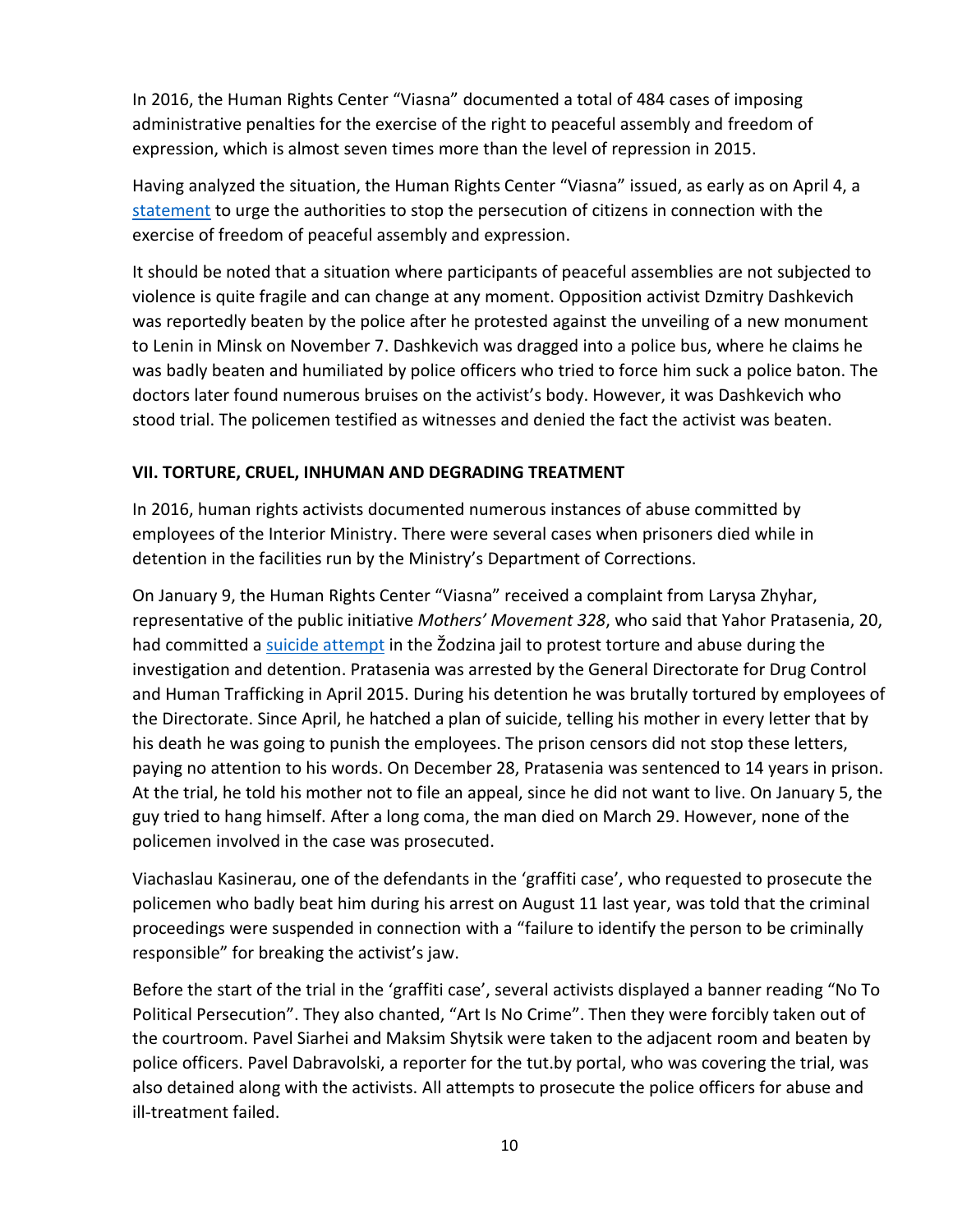In 2016, the Human Rights Center "Viasna" documented a total of 484 cases of imposing administrative penalties for the exercise of the right to peaceful assembly and freedom of expression, which is almost seven times more than the level of repression in 2015.

Having analyzed the situation, the Human Rights Center "Viasna" issued, as early as on April 4, a statement to urge the authorities to stop the persecution of citizens in connection with the exercise of freedom of peaceful assembly and expression.

It should be noted that a situation where participants of peaceful assemblies are not subjected to violence is quite fragile and can change at any moment. Opposition activist Dzmitry Dashkevich was reportedly beaten by the police after he protested against the unveiling of a new monument to Lenin in Minsk on November 7. Dashkevich was dragged into a police bus, where he claims he was badly beaten and humiliated by police officers who tried to force him suck a police baton. The doctors later found numerous bruises on the activist's body. However, it was Dashkevich who stood trial. The policemen testified as witnesses and denied the fact the activist was beaten.

## VII. TORTURE, CRUEL, INHUMAN AND DEGRADING TREATMENT

In 2016, human rights activists documented numerous instances of abuse committed by employees of the Interior Ministry. There were several cases when prisoners died while in detention in the facilities run by the Ministry's Department of Corrections.

On January 9, the Human Rights Center "Viasna" received a complaint from Larysa Zhyhar, representative of the public initiative *Mothers' Movement 328*, who said that Yahor Pratasenia, 20, had committed a suicide attempt in the Žodzina jail to protest torture and abuse during the investigation and detention. Pratasenia was arrested by the General Directorate for Drug Control and Human Trafficking in April 2015. During his detention he was brutally tortured by employees of the Directorate. Since April, he hatched a plan of suicide, telling his mother in every letter that by his death he was going to punish the employees. The prison censors did not stop these letters, paying no attention to his words. On December 28, Pratasenia was sentenced to 14 years in prison. At the trial, he told his mother not to file an appeal, since he did not want to live. On January 5, the guy tried to hang himself. After a long coma, the man died on March 29. However, none of the policemen involved in the case was prosecuted.

Viachaslau Kasinerau, one of the defendants in the 'graffiti case', who requested to prosecute the policemen who badly beat him during his arrest on August 11 last year, was told that the criminal proceedings were suspended in connection with a "failure to identify the person to be criminally responsible" for breaking the activist's jaw.

Before the start of the trial in the 'graffiti case', several activists displayed a banner reading "No To Political Persecution". They also chanted, "Art Is No Crime". Then they were forcibly taken out of the courtroom. Pavel Siarhei and Maksim Shytsik were taken to the adjacent room and beaten by police officers. Pavel Dabravolski, a reporter for the tut.by portal, who was covering the trial, was also detained along with the activists. All attempts to prosecute the police officers for abuse and ill-treatment failed.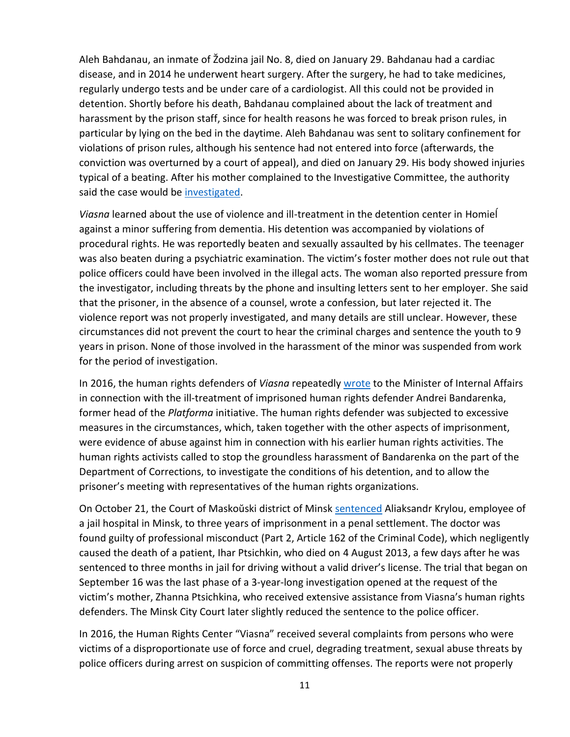Aleh Bahdanau, an inmate of Žodzina jail No. 8, died on January 29. Bahdanau had a cardiac disease, and in 2014 he underwent heart surgery. After the surgery, he had to take medicines, regularly undergo tests and be under care of a cardiologist. All this could not be provided in detention. Shortly before his death, Bahdanau complained about the lack of treatment and harassment by the prison staff, since for health reasons he was forced to break prison rules, in particular by lying on the bed in the daytime. Aleh Bahdanau was sent to solitary confinement for violations of prison rules, although his sentence had not entered into force (afterwards, the conviction was overturned by a court of appeal), and died on January 29. His body showed injuries typical of a beating. After his mother complained to the Investigative Committee, the authority said the case would be investigated.

*Viasna* learned about the use of violence and ill-treatment in the detention center in Homieĺ against a minor suffering from dementia. His detention was accompanied by violations of procedural rights. He was reportedly beaten and sexually assaulted by his cellmates. The teenager was also beaten during a psychiatric examination. The victim's foster mother does not rule out that police officers could have been involved in the illegal acts. The woman also reported pressure from the investigator, including threats by the phone and insulting letters sent to her employer. She said that the prisoner, in the absence of a counsel, wrote a confession, but later rejected it. The violence report was not properly investigated, and many details are still unclear. However, these circumstances did not prevent the court to hear the criminal charges and sentence the youth to 9 years in prison. None of those involved in the harassment of the minor was suspended from work for the period of investigation.

In 2016, the human rights defenders of *Viasna* repeatedly wrote to the Minister of Internal Affairs in connection with the ill-treatment of imprisoned human rights defender Andrei Bandarenka, former head of the *Platforma* initiative. The human rights defender was subjected to excessive measures in the circumstances, which, taken together with the other aspects of imprisonment, were evidence of abuse against him in connection with his earlier human rights activities. The human rights activists called to stop the groundless harassment of Bandarenka on the part of the Department of Corrections, to investigate the conditions of his detention, and to allow the prisoner's meeting with representatives of the human rights organizations.

On October 21, the Court of Maskoŭski district of Minsk sentenced Aliaksandr Krylou, employee of a jail hospital in Minsk, to three years of imprisonment in a penal settlement. The doctor was found guilty of professional misconduct (Part 2, Article 162 of the Criminal Code), which negligently caused the death of a patient, Ihar Ptsichkin, who died on 4 August 2013, a few days after he was sentenced to three months in jail for driving without a valid driver's license. The trial that began on September 16 was the last phase of a 3-year-long investigation opened at the request of the victim's mother, Zhanna Ptsichkina, who received extensive assistance from Viasna's human rights defenders. The Minsk City Court later slightly reduced the sentence to the police officer.

In 2016, the Human Rights Center "Viasna" received several complaints from persons who were victims of a disproportionate use of force and cruel, degrading treatment, sexual abuse threats by police officers during arrest on suspicion of committing offenses. The reports were not properly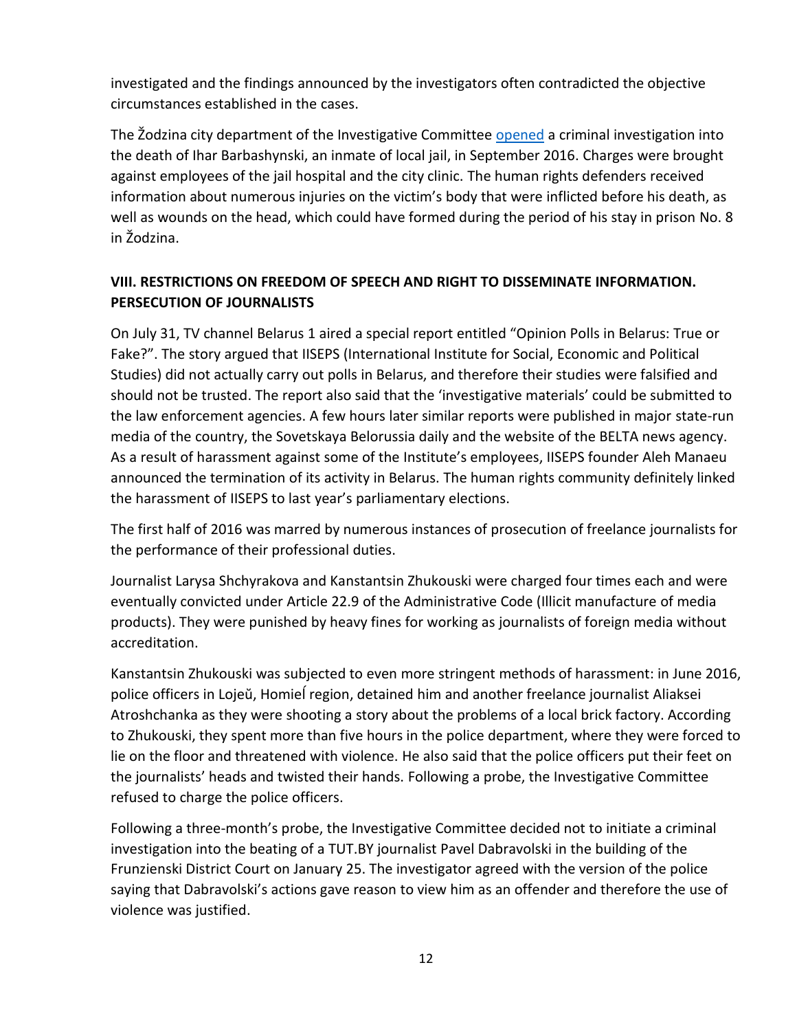investigated and the findings announced by the investigators often contradicted the objective circumstances established in the cases.

The Žodzina city department of the Investigative Committee opened a criminal investigation into the death of Ihar Barbashynski, an inmate of local jail, in September 2016. Charges were brought against employees of the jail hospital and the city clinic. The human rights defenders received information about numerous injuries on the victim's body that were inflicted before his death, as well as wounds on the head, which could have formed during the period of his stay in prison No. 8 in Žodzina.

## VIII. RESTRICTIONS ON FREEDOM OF SPEECH AND RIGHT TO DISSEMINATE INFORMATION. PERSECUTION OF JOURNALISTS

On July 31, TV channel Belarus 1 aired a special report entitled "Opinion Polls in Belarus: True or Fake?". The story argued that IISEPS (International Institute for Social, Economic and Political Studies) did not actually carry out polls in Belarus, and therefore their studies were falsified and should not be trusted. The report also said that the 'investigative materials' could be submitted to the law enforcement agencies. A few hours later similar reports were published in major state-run media of the country, the Sovetskaya Belorussia daily and the website of the BELTA news agency. As a result of harassment against some of the Institute's employees, IISEPS founder Aleh Manaeu announced the termination of its activity in Belarus. The human rights community definitely linked the harassment of IISEPS to last year's parliamentary elections.

The first half of 2016 was marred by numerous instances of prosecution of freelance journalists for the performance of their professional duties.

Journalist Larysa Shchyrakova and Kanstantsin Zhukouski were charged four times each and were eventually convicted under Article 22.9 of the Administrative Code (Illicit manufacture of media products). They were punished by heavy fines for working as journalists of foreign media without accreditation.

Kanstantsin Zhukouski was subjected to even more stringent methods of harassment: in June 2016, police officers in Lojeŭ, Homieĺ region, detained him and another freelance journalist Aliaksei Atroshchanka as they were shooting a story about the problems of a local brick factory. According to Zhukouski, they spent more than five hours in the police department, where they were forced to lie on the floor and threatened with violence. He also said that the police officers put their feet on the journalists' heads and twisted their hands. Following a probe, the Investigative Committee refused to charge the police officers.

Following a three-month's probe, the Investigative Committee decided not to initiate a criminal investigation into the beating of a TUT.BY journalist Pavel Dabravolski in the building of the Frunzienski District Court on January 25. The investigator agreed with the version of the police saying that Dabravolski's actions gave reason to view him as an offender and therefore the use of violence was justified.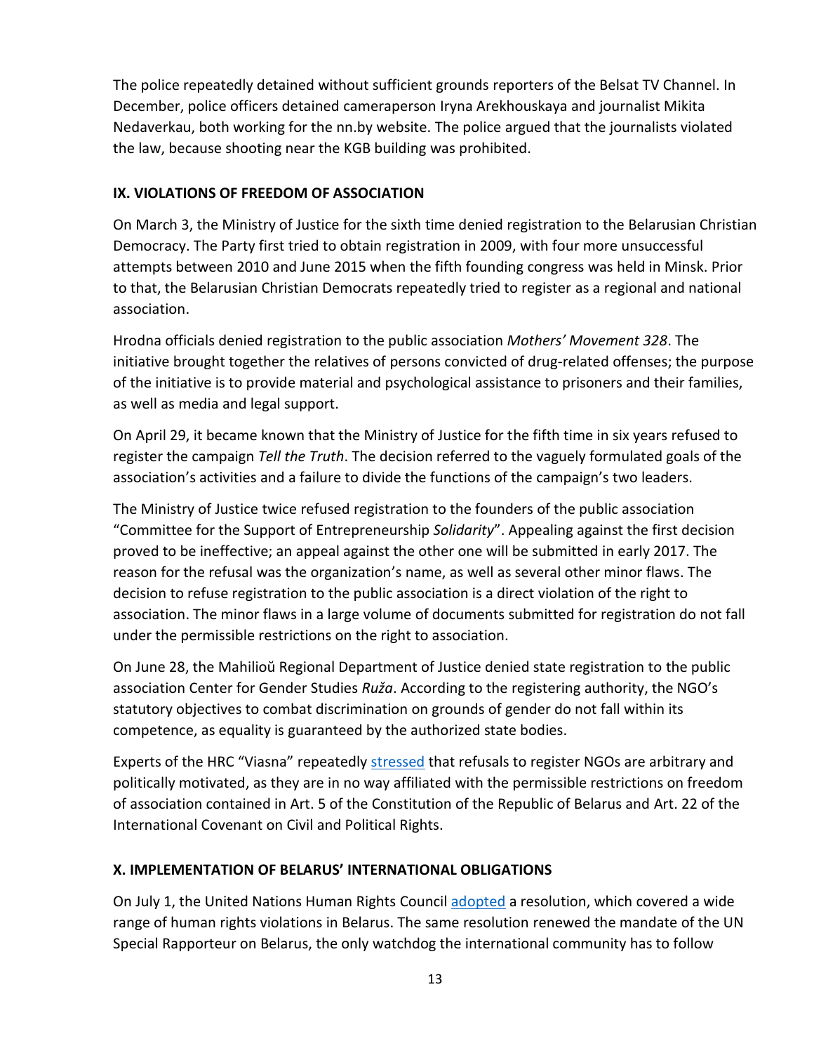The police repeatedly detained without sufficient grounds reporters of the Belsat TV Channel. In December, police officers detained cameraperson Iryna Arekhouskaya and journalist Mikita Nedaverkau, both working for the nn.by website. The police argued that the journalists violated the law, because shooting near the KGB building was prohibited.

## IX. VIOLATIONS OF FREEDOM OF ASSOCIATION

On March 3, the Ministry of Justice for the sixth time denied registration to the Belarusian Christian Democracy. The Party first tried to obtain registration in 2009, with four more unsuccessful attempts between 2010 and June 2015 when the fifth founding congress was held in Minsk. Prior to that, the Belarusian Christian Democrats repeatedly tried to register as a regional and national association.

Hrodna officials denied registration to the public association *Mothers' Movement 328*. The initiative brought together the relatives of persons convicted of drug-related offenses; the purpose of the initiative is to provide material and psychological assistance to prisoners and their families, as well as media and legal support.

On April 29, it became known that the Ministry of Justice for the fifth time in six years refused to register the campaign *Tell the Truth*. The decision referred to the vaguely formulated goals of the association's activities and a failure to divide the functions of the campaign's two leaders.

The Ministry of Justice twice refused registration to the founders of the public association "Committee for the Support of Entrepreneurship *Solidarity*". Appealing against the first decision proved to be ineffective; an appeal against the other one will be submitted in early 2017. The reason for the refusal was the organization's name, as well as several other minor flaws. The decision to refuse registration to the public association is a direct violation of the right to association. The minor flaws in a large volume of documents submitted for registration do not fall under the permissible restrictions on the right to association.

On June 28, the Mahilioŭ Regional Department of Justice denied state registration to the public association Center for Gender Studies *Ruža*. According to the registering authority, the NGO's statutory objectives to combat discrimination on grounds of gender do not fall within its competence, as equality is guaranteed by the authorized state bodies.

Experts of the HRC "Viasna" repeatedly stressed that refusals to register NGOs are arbitrary and politically motivated, as they are in no way affiliated with the permissible restrictions on freedom of association contained in Art. 5 of the Constitution of the Republic of Belarus and Art. 22 of the International Covenant on Civil and Political Rights.

## X. IMPLEMENTATION OF BELARUS' INTERNATIONAL OBLIGATIONS

On July 1, the United Nations Human Rights Council adopted a resolution, which covered a wide range of human rights violations in Belarus. The same resolution renewed the mandate of the UN Special Rapporteur on Belarus, the only watchdog the international community has to follow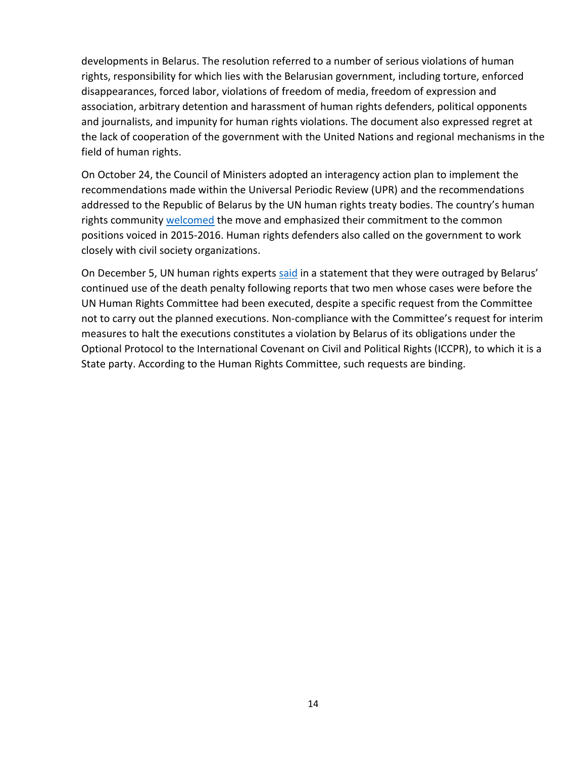developments in Belarus. The resolution referred to a number of serious violations of human rights, responsibility for which lies with the Belarusian government, including torture, enforced disappearances, forced labor, violations of freedom of media, freedom of expression and association, arbitrary detention and harassment of human rights defenders, political opponents and journalists, and impunity for human rights violations. The document also expressed regret at the lack of cooperation of the government with the United Nations and regional mechanisms in the field of human rights.

On October 24, the Council of Ministers adopted an interagency action plan to implement the recommendations made within the Universal Periodic Review (UPR) and the recommendations addressed to the Republic of Belarus by the UN human rights treaty bodies. The country's human rights community welcomed the move and emphasized their commitment to the common positions voiced in 2015-2016. Human rights defenders also called on the government to work closely with civil society organizations.

On December 5, UN human rights experts said in a statement that they were outraged by Belarus' continued use of the death penalty following reports that two men whose cases were before the UN Human Rights Committee had been executed, despite a specific request from the Committee not to carry out the planned executions. Non-compliance with the Committee's request for interim measures to halt the executions constitutes a violation by Belarus of its obligations under the Optional Protocol to the International Covenant on Civil and Political Rights (ICCPR), to which it is a State party. According to the Human Rights Committee, such requests are binding.